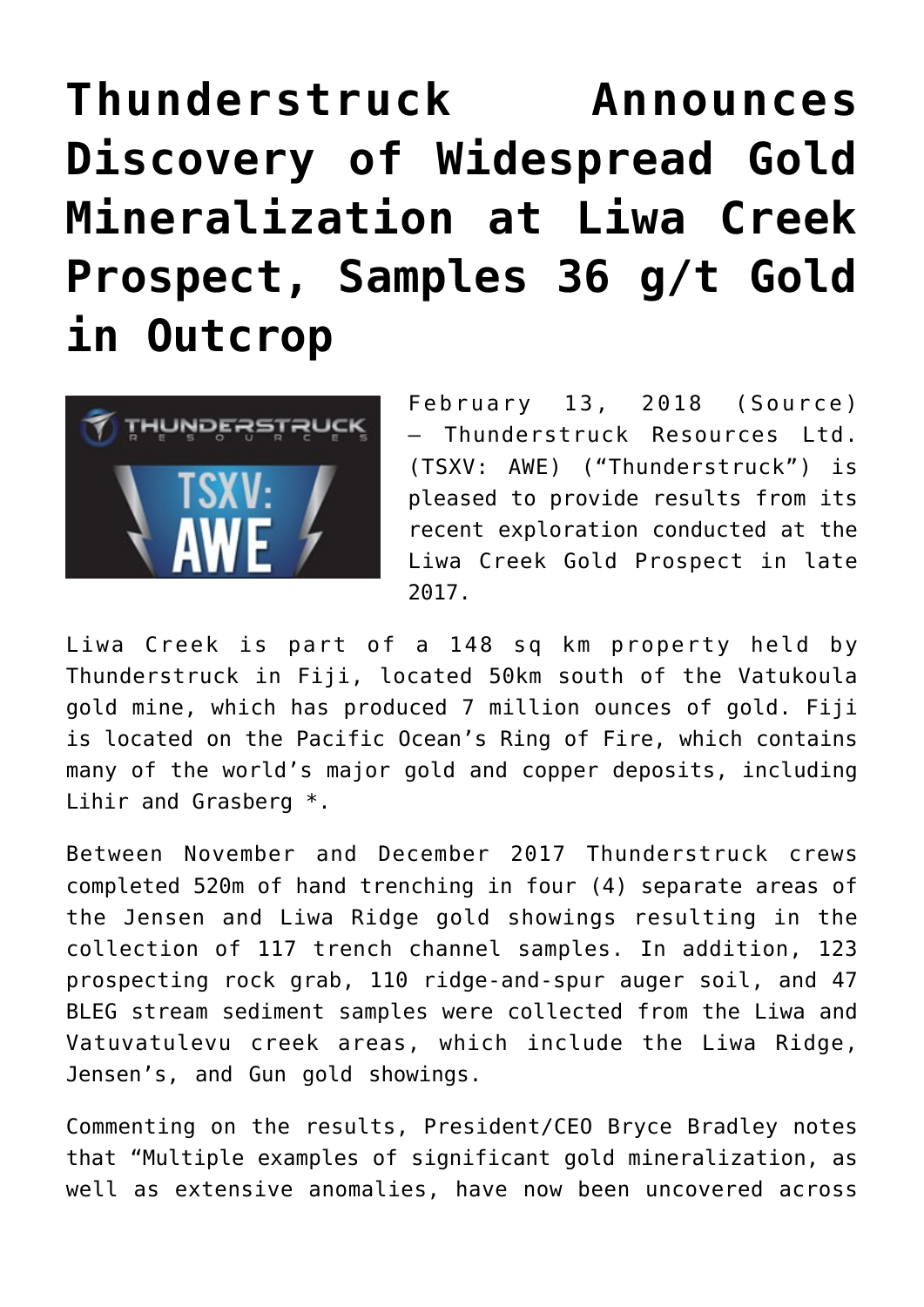# Thunderstruck Announces Discovery of Widespread Gold Mineralization at Liwa Creek Prospect, Samples 36 g/t Gold in Outcrop

February 13, 2018 (Source) – Thunderstruck Resources Ltd. (TSXV: AWE) ("Thunderstruck") is pleased to provide results from its recent exploration conducted at the Liwa Creek Gold Prospect in late 2017.

Liwa Creek is part of a 148 sq km property held by Thunderstruck in Fiji, located 50km south of the Vatukoula gold mine, which has produced 7 million ounces of gold. Fiji is located on the Pacific Ocean's Ring of Fire, which contains many of the world's major gold and copper deposits, including Lihir and Grasberg *.

Between November and December 2017 Thunderstruck crews completed 520m of hand trenching in four (4) separate areas of the Jensen and Liwa Ridge gold showings resulting in the collection of 117 trench channel samples. In addition, 123 prospecting rock grab, 110 ridge-and-spur auger soil, and 47 BLEG stream sediment samples were collected from the Liwa and Vatuvatulevu creek areas, which include the Liwa Ridge, Jensen's, and Gun gold showings.

Commenting on the results, President/CEO Bryce Bradley notes that "Multiple examples of significant gold mineralization, as well as extensive anomalies, have now been uncovered across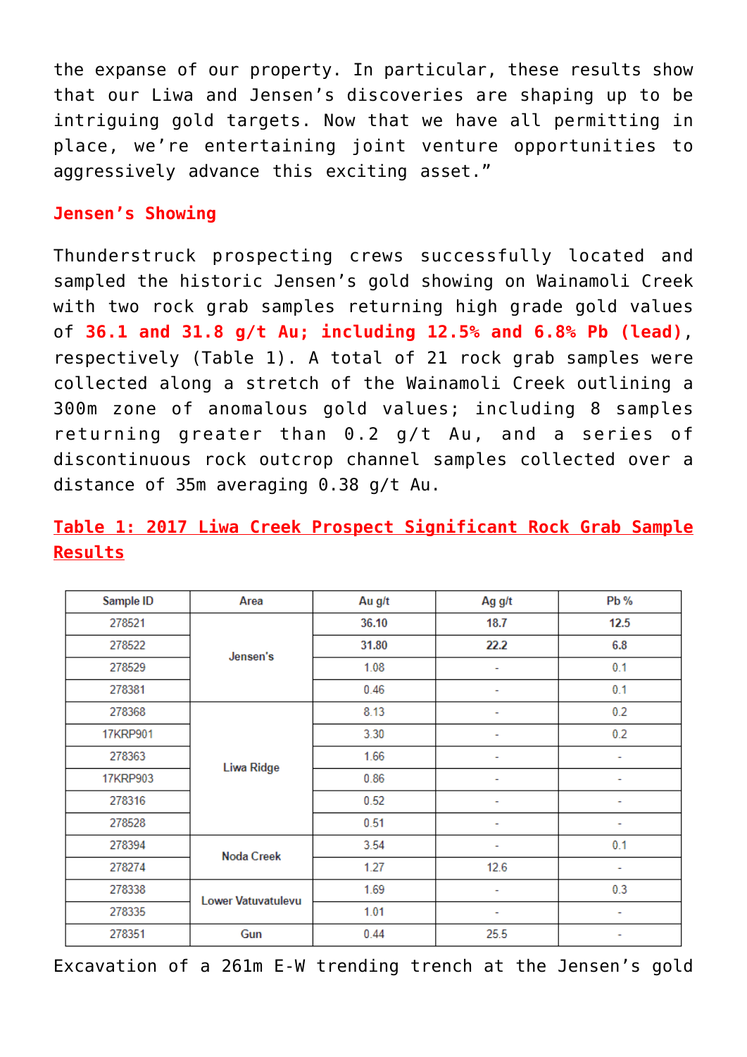the expanse of our property. In particular, these results show that our Liwa and Jensen's discoveries are shaping up to be intriguing gold targets. Now that we have all permitting in place, we're entertaining joint venture opportunities to aggressively advance this exciting asset."

**Jensen's Showing**

Thunderstruck prospecting crews successfully located and sampled the historic Jensen's gold showing on Wainamoli Creek with two rock grab samples returning high grade gold values of **36.1 and 31.8 g/t Au; including 12.5% and 6.8% Pb (lead)**, respectively (Table 1). A total of 21 rock grab samples were collected along a stretch of the Wainamoli Creek outlining a 300m zone of anomalous gold values; including 8 samples returning greater than 0.2 g/t Au, and a series of discontinuous rock outcrop channel samples collected over a distance of 35m averaging 0.38 g/t Au.

**Table 1: 2017 Liwa Creek Prospect Significant Rock Grab Sample Results**

| Sample ID | Area | Au g/t | Ag g/t | Pb % |
|---|---|---|---|---|
| 278521 | Jensen's | **36.10** | **18.7** | **12.5** |
| 278522 | | **31.80** | **22.2** | **6.8** |
| 278529 | | 1.08 | - | 0.1 |
| 278381 | | 0.46 | - | 0.1 |
| 278368 | Liwa Ridge | 8.13 | - | 0.2 |
| 17KRP901 | | 3.30 | - | 0.2 |
| 278363 | | 1.66 | - | - |
| 17KRP903 | | 0.86 | - | - |
| 278316 | | 0.52 | - | - |
| 278528 | | 0.51 | - | - |
| 278394 | Noda Creek | 3.54 | - | 0.1 |
| 278274 | | 1.27 | 12.6 | - |
| 278338 | Lower Vatuvatulevu | 1.69 | - | 0.3 |
| 278335 | | 1.01 | - | - |
| 278351 | Gun | 0.44 | 25.5 | - |

Excavation of a 261m E-W trending trench at the Jensen's gold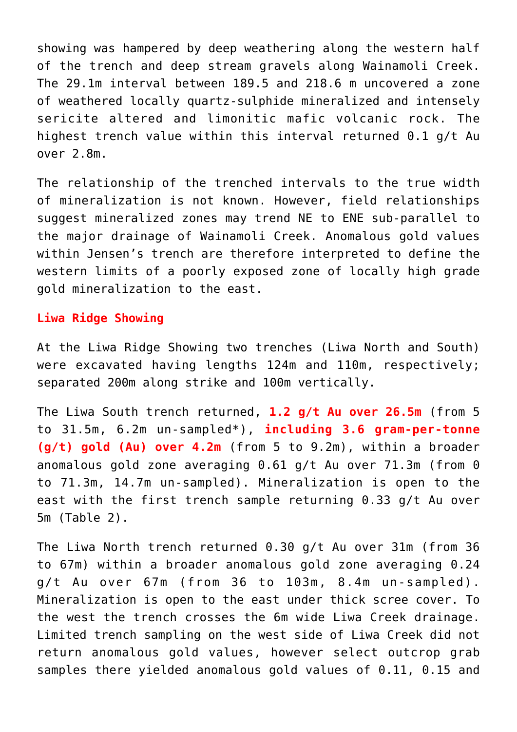showing was hampered by deep weathering along the western half of the trench and deep stream gravels along Wainamoli Creek. The 29.1m interval between 189.5 and 218.6 m uncovered a zone of weathered locally quartz-sulphide mineralized and intensely sericite altered and limonitic mafic volcanic rock. The highest trench value within this interval returned 0.1 g/t Au over 2.8m.

The relationship of the trenched intervals to the true width of mineralization is not known. However, field relationships suggest mineralized zones may trend NE to ENE sub-parallel to the major drainage of Wainamoli Creek. Anomalous gold values within Jensen's trench are therefore interpreted to define the western limits of a poorly exposed zone of locally high grade gold mineralization to the east.

### Liwa Ridge Showing

At the Liwa Ridge Showing two trenches (Liwa North and South) were excavated having lengths 124m and 110m, respectively; separated 200m along strike and 100m vertically.

The Liwa South trench returned, **1.2 g/t Au over 26.5m** (from 5 to 31.5m, 6.2m un-sampled*), **including 3.6 gram-per-tonne (g/t) gold (Au) over 4.2m** (from 5 to 9.2m), within a broader anomalous gold zone averaging 0.61 g/t Au over 71.3m (from 0 to 71.3m, 14.7m un-sampled). Mineralization is open to the east with the first trench sample returning 0.33 g/t Au over 5m (Table 2).

The Liwa North trench returned 0.30 g/t Au over 31m (from 36 to 67m) within a broader anomalous gold zone averaging 0.24 g/t Au over 67m (from 36 to 103m, 8.4m un-sampled). Mineralization is open to the east under thick scree cover. To the west the trench crosses the 6m wide Liwa Creek drainage. Limited trench sampling on the west side of Liwa Creek did not return anomalous gold values, however select outcrop grab samples there yielded anomalous gold values of 0.11, 0.15 and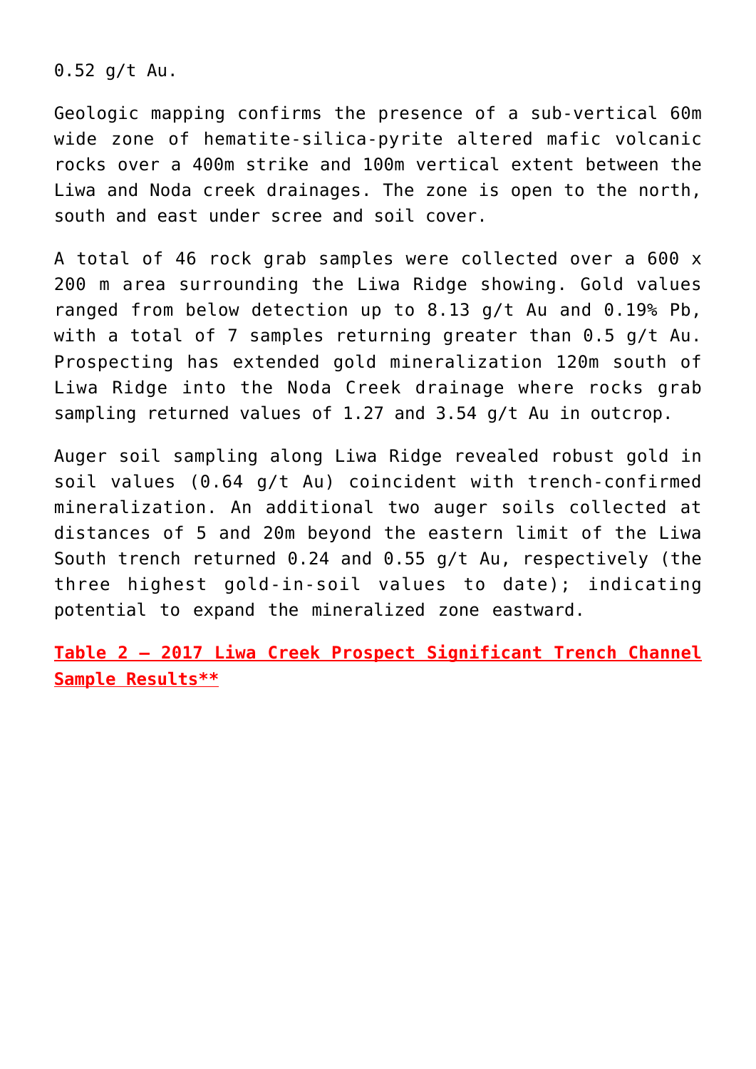0.52 g/t Au.

Geologic mapping confirms the presence of a sub-vertical 60m wide zone of hematite-silica-pyrite altered mafic volcanic rocks over a 400m strike and 100m vertical extent between the Liwa and Noda creek drainages. The zone is open to the north, south and east under scree and soil cover.

A total of 46 rock grab samples were collected over a 600 x 200 m area surrounding the Liwa Ridge showing. Gold values ranged from below detection up to 8.13 g/t Au and 0.19% Pb, with a total of 7 samples returning greater than 0.5 g/t Au. Prospecting has extended gold mineralization 120m south of Liwa Ridge into the Noda Creek drainage where rocks grab sampling returned values of 1.27 and 3.54 g/t Au in outcrop.

Auger soil sampling along Liwa Ridge revealed robust gold in soil values (0.64 g/t Au) coincident with trench-confirmed mineralization. An additional two auger soils collected at distances of 5 and 20m beyond the eastern limit of the Liwa South trench returned 0.24 and 0.55 g/t Au, respectively (the three highest gold-in-soil values to date); indicating potential to expand the mineralized zone eastward.

**Table 2 – 2017 Liwa Creek Prospect Significant Trench Channel Sample Results****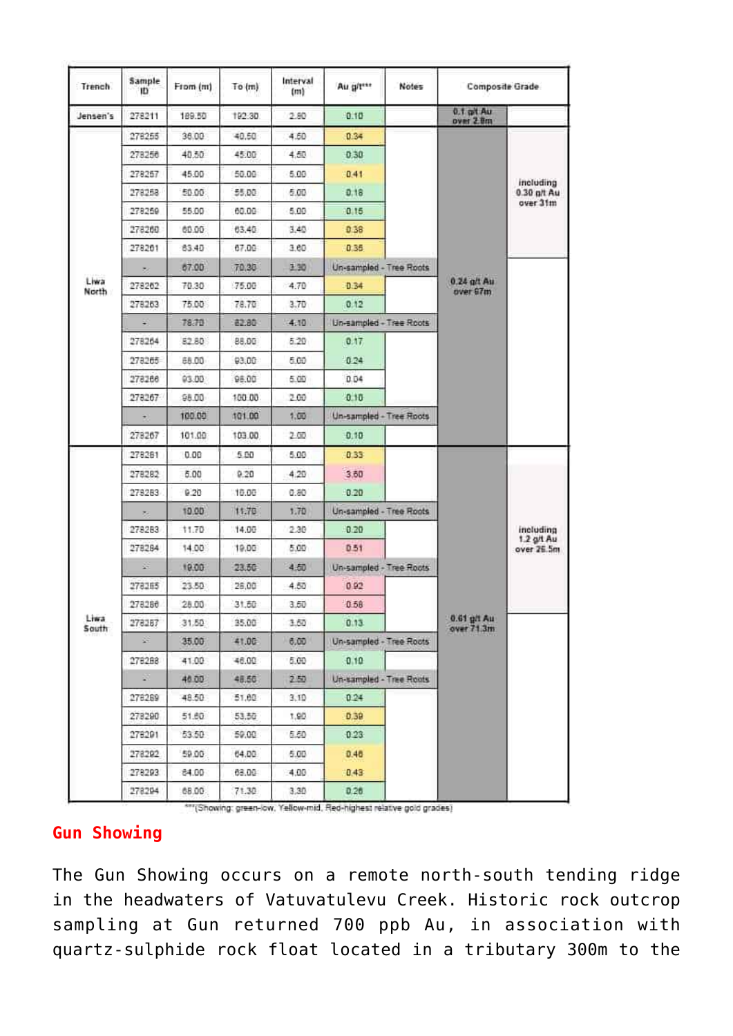| Trench | Sample ID | From (m) | To (m) | Interval (m) | Au g/t*** | Notes | Composite Grade | |
|---|---|---|---|---|---|---|---|---|
| Jensen's | 278211 | 189.50 | 192.30 | 2.80 | 0.10 | | 0.1 g/t Au over 2.8m | |
| Liwa North | 278255 | 36.00 | 40.50 | 4.50 | 0.34 | | 0.24 g/t Au over 67m | including 0.30 g/t Au over 31m |
| | 278256 | 40.50 | 45.00 | 4.50 | 0.30 | | | |
| | 278257 | 45.00 | 50.00 | 5.00 | 0.41 | | | |
| | 278258 | 50.00 | 55.00 | 5.00 | 0.18 | | | |
| | 278259 | 55.00 | 60.00 | 5.00 | 0.15 | | | |
| | 278260 | 60.00 | 63.40 | 3.40 | 0.38 | | | |
| | 278261 | 63.40 | 67.00 | 3.60 | 0.35 | | | |
| | - | 67.00 | 70.30 | 3.30 | Un-sampled - Tree Roots | | | |
| | 278262 | 70.30 | 75.00 | 4.70 | 0.34 | | | |
| | 278263 | 75.00 | 78.70 | 3.70 | 0.12 | | | |
| | - | 78.70 | 82.80 | 4.10 | Un-sampled - Tree Roots | | | |
| | 278264 | 82.80 | 88.00 | 5.20 | 0.17 | | | |
| | 278265 | 88.00 | 93.00 | 5.00 | 0.24 | | | |
| | 278266 | 93.00 | 98.00 | 5.00 | 0.04 | | | |
| | 278267 | 98.00 | 100.00 | 2.00 | 0.10 | | | |
| | - | 100.00 | 101.00 | 1.00 | Un-sampled - Tree Roots | | | |
| | 278267 | 101.00 | 103.00 | 2.00 | 0.10 | | | |
| Liwa South | 278281 | 0.00 | 5.00 | 5.00 | 0.33 | | 0.61 g/t Au over 71.3m | including 1.2 g/t Au over 26.5m |
| | 278282 | 5.00 | 9.20 | 4.20 | 3.60 | | | |
| | 278283 | 9.20 | 10.00 | 0.80 | 0.20 | | | |
| | - | 10.00 | 11.70 | 1.70 | Un-sampled - Tree Roots | | | |
| | 278283 | 11.70 | 14.00 | 2.30 | 0.20 | | | |
| | 278284 | 14.00 | 19.00 | 5.00 | 0.51 | | | |
| | - | 19.00 | 23.50 | 4.50 | Un-sampled - Tree Roots | | | |
| | 278285 | 23.50 | 28.00 | 4.50 | 0.92 | | | |
| | 278286 | 28.00 | 31.50 | 3.50 | 0.58 | | | |
| | 278287 | 31.50 | 35.00 | 3.50 | 0.13 | | | |
| | - | 35.00 | 41.00 | 6.00 | Un-sampled - Tree Roots | | | |
| | 278288 | 41.00 | 46.00 | 5.00 | 0.10 | | | |
| | - | 46.00 | 48.50 | 2.50 | Un-sampled - Tree Roots | | | |
| | 278289 | 48.50 | 51.60 | 3.10 | 0.24 | | | |
| | 278290 | 51.60 | 53.50 | 1.90 | 0.39 | | | |
| | 278291 | 53.50 | 59.00 | 5.50 | 0.23 | | | |
| | 278292 | 59.00 | 64.00 | 5.00 | 0.46 | | | |
| | 278293 | 64.00 | 68.00 | 4.00 | 0.43 | | | |
| | 278294 | 68.00 | 71.30 | 3.30 | 0.26 | | | |

***(Showing: green-low, Yellow-mid, Red-highest relative gold grades)

## Gun Showing

The Gun Showing occurs on a remote north-south tending ridge in the headwaters of Vatuvatulevu Creek. Historic rock outcrop sampling at Gun returned 700 ppb Au, in association with quartz-sulphide rock float located in a tributary 300m to the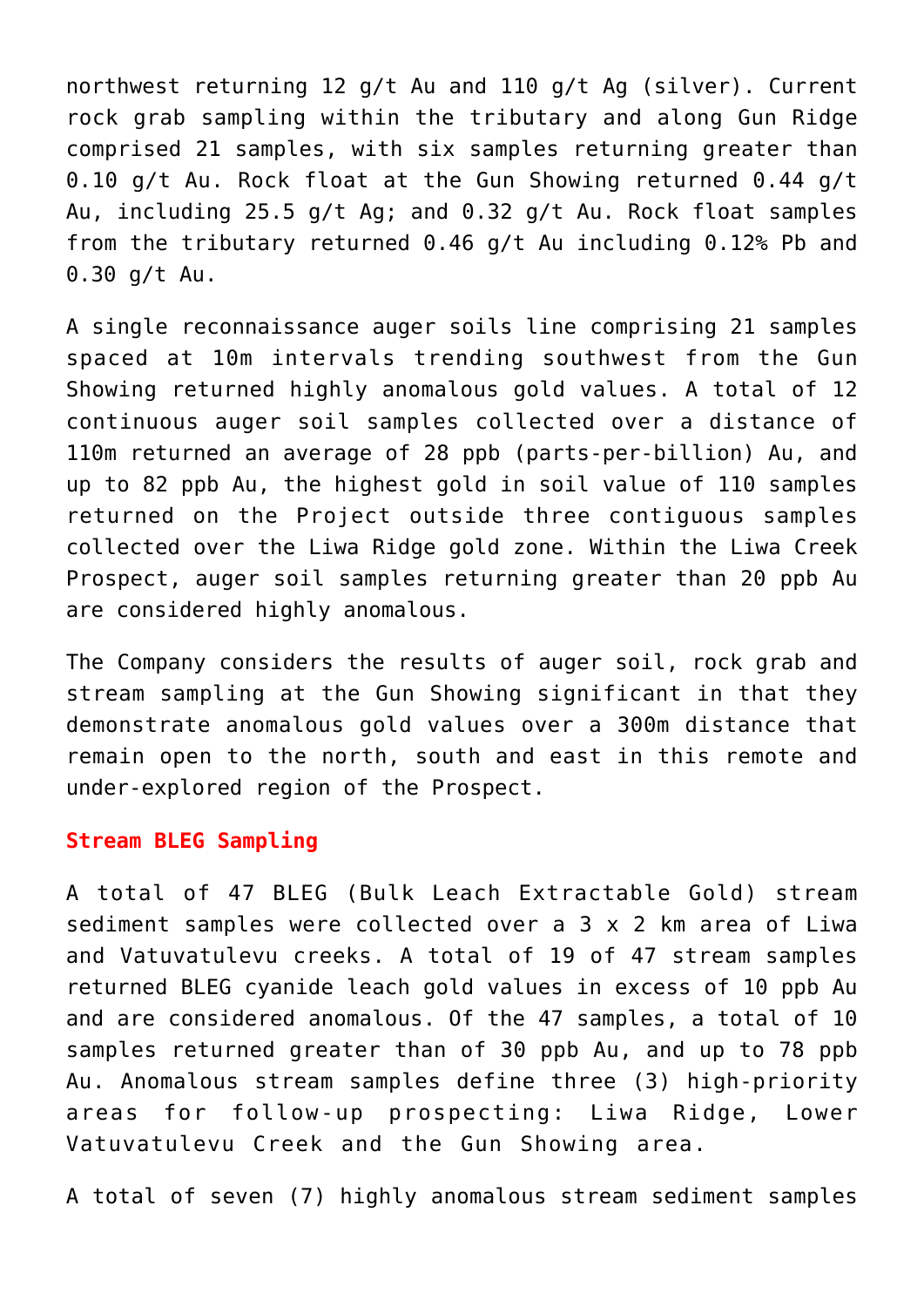northwest returning 12 g/t Au and 110 g/t Ag (silver). Current rock grab sampling within the tributary and along Gun Ridge comprised 21 samples, with six samples returning greater than 0.10 g/t Au. Rock float at the Gun Showing returned 0.44 g/t Au, including 25.5 g/t Ag; and 0.32 g/t Au. Rock float samples from the tributary returned 0.46 g/t Au including 0.12% Pb and 0.30 g/t Au.

A single reconnaissance auger soils line comprising 21 samples spaced at 10m intervals trending southwest from the Gun Showing returned highly anomalous gold values. A total of 12 continuous auger soil samples collected over a distance of 110m returned an average of 28 ppb (parts-per-billion) Au, and up to 82 ppb Au, the highest gold in soil value of 110 samples returned on the Project outside three contiguous samples collected over the Liwa Ridge gold zone. Within the Liwa Creek Prospect, auger soil samples returning greater than 20 ppb Au are considered highly anomalous.

The Company considers the results of auger soil, rock grab and stream sampling at the Gun Showing significant in that they demonstrate anomalous gold values over a 300m distance that remain open to the north, south and east in this remote and under-explored region of the Prospect.

**Stream BLEG Sampling**

A total of 47 BLEG (Bulk Leach Extractable Gold) stream sediment samples were collected over a 3 x 2 km area of Liwa and Vatuvatulevu creeks. A total of 19 of 47 stream samples returned BLEG cyanide leach gold values in excess of 10 ppb Au and are considered anomalous. Of the 47 samples, a total of 10 samples returned greater than of 30 ppb Au, and up to 78 ppb Au. Anomalous stream samples define three (3) high-priority areas for follow-up prospecting: Liwa Ridge, Lower Vatuvatulevu Creek and the Gun Showing area.

A total of seven (7) highly anomalous stream sediment samples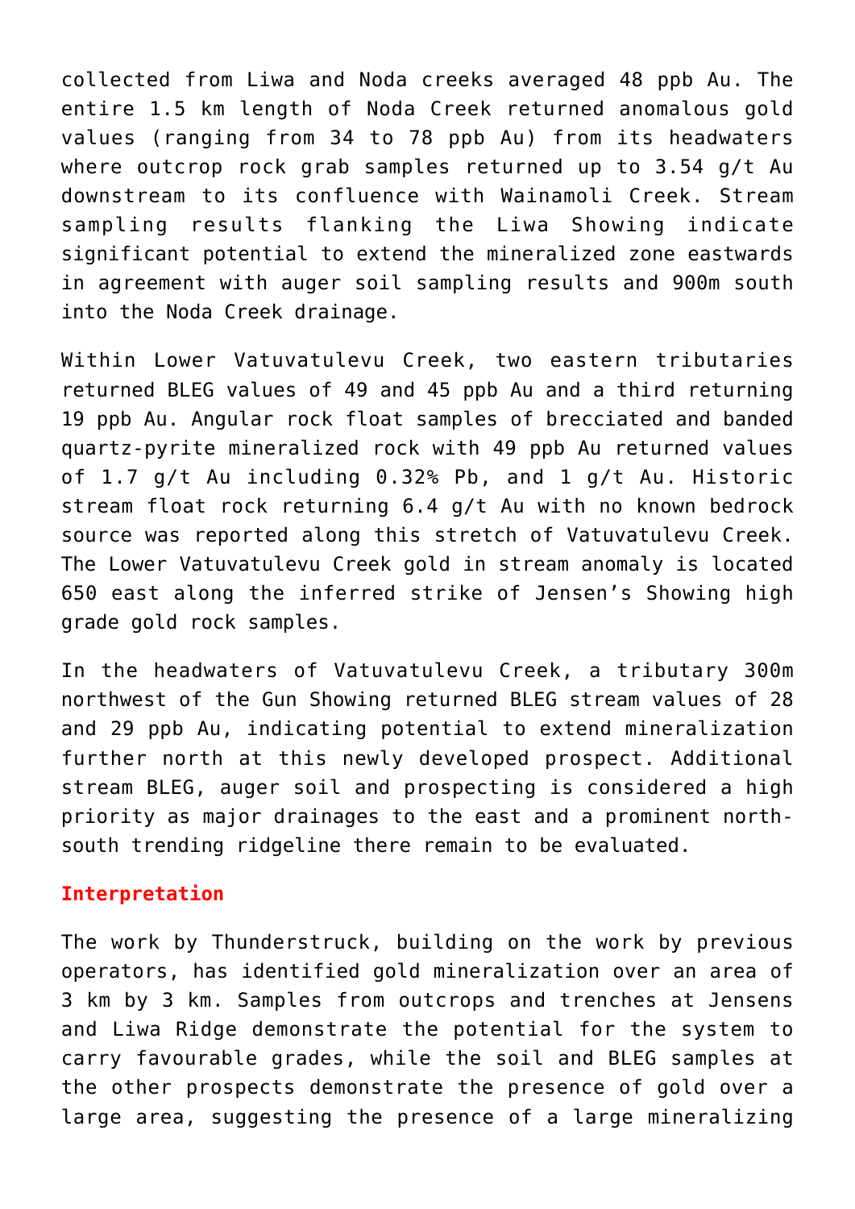collected from Liwa and Noda creeks averaged 48 ppb Au. The entire 1.5 km length of Noda Creek returned anomalous gold values (ranging from 34 to 78 ppb Au) from its headwaters where outcrop rock grab samples returned up to 3.54 g/t Au downstream to its confluence with Wainamoli Creek. Stream sampling results flanking the Liwa Showing indicate significant potential to extend the mineralized zone eastwards in agreement with auger soil sampling results and 900m south into the Noda Creek drainage.

Within Lower Vatuvatulevu Creek, two eastern tributaries returned BLEG values of 49 and 45 ppb Au and a third returning 19 ppb Au. Angular rock float samples of brecciated and banded quartz-pyrite mineralized rock with 49 ppb Au returned values of 1.7 g/t Au including 0.32% Pb, and 1 g/t Au. Historic stream float rock returning 6.4 g/t Au with no known bedrock source was reported along this stretch of Vatuvatulevu Creek. The Lower Vatuvatulevu Creek gold in stream anomaly is located 650 east along the inferred strike of Jensen's Showing high grade gold rock samples.

In the headwaters of Vatuvatulevu Creek, a tributary 300m northwest of the Gun Showing returned BLEG stream values of 28 and 29 ppb Au, indicating potential to extend mineralization further north at this newly developed prospect. Additional stream BLEG, auger soil and prospecting is considered a high priority as major drainages to the east and a prominent north-south trending ridgeline there remain to be evaluated.

## Interpretation

The work by Thunderstruck, building on the work by previous operators, has identified gold mineralization over an area of 3 km by 3 km. Samples from outcrops and trenches at Jensens and Liwa Ridge demonstrate the potential for the system to carry favourable grades, while the soil and BLEG samples at the other prospects demonstrate the presence of gold over a large area, suggesting the presence of a large mineralizing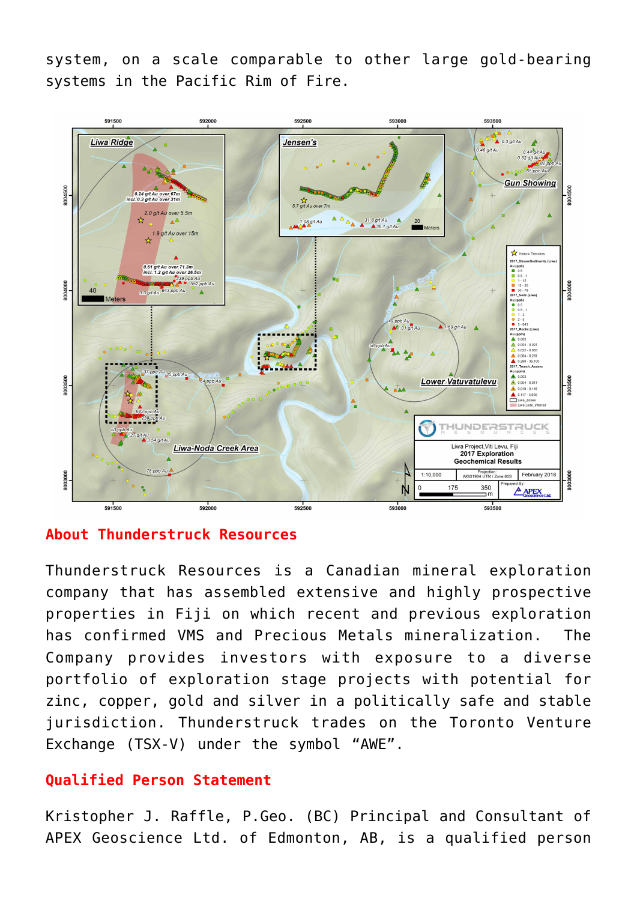system, on a scale comparable to other large gold-bearing systems in the Pacific Rim of Fire.

## About Thunderstruck Resources

Thunderstruck Resources is a Canadian mineral exploration company that has assembled extensive and highly prospective properties in Fiji on which recent and previous exploration has confirmed VMS and Precious Metals mineralization. The Company provides investors with exposure to a diverse portfolio of exploration stage projects with potential for zinc, copper, gold and silver in a politically safe and stable jurisdiction. Thunderstruck trades on the Toronto Venture Exchange (TSX-V) under the symbol "AWE".

## Qualified Person Statement

Kristopher J. Raffle, P.Geo. (BC) Principal and Consultant of APEX Geoscience Ltd. of Edmonton, AB, is a qualified person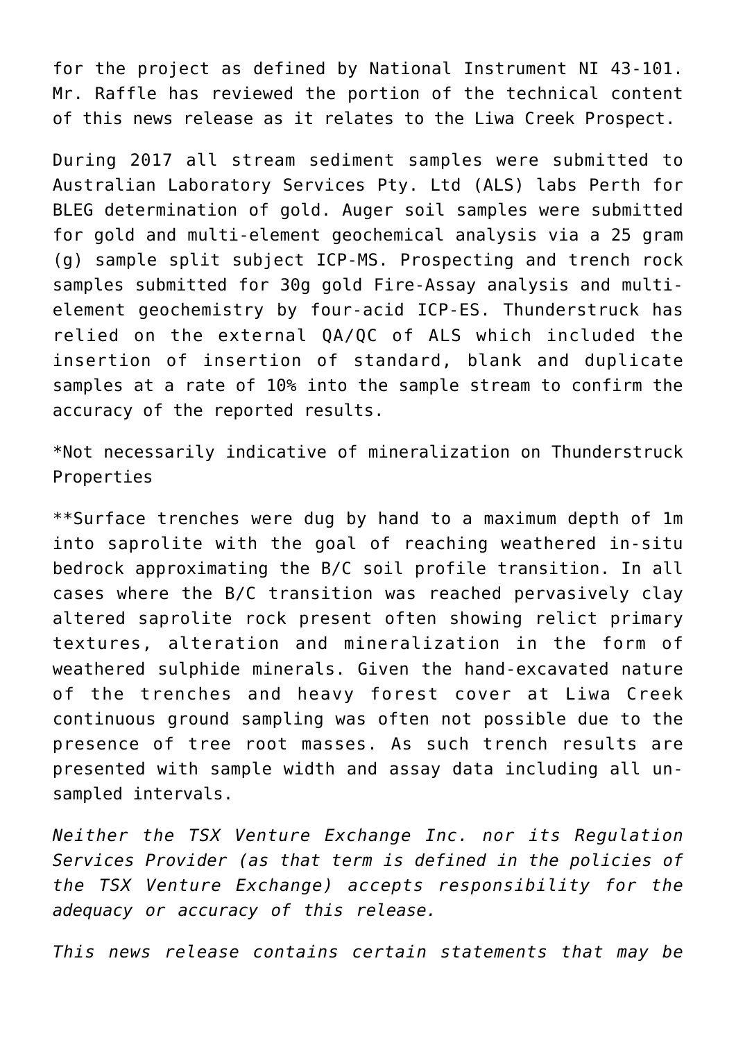for the project as defined by National Instrument NI 43-101. Mr. Raffle has reviewed the portion of the technical content of this news release as it relates to the Liwa Creek Prospect.

During 2017 all stream sediment samples were submitted to Australian Laboratory Services Pty. Ltd (ALS) labs Perth for BLEG determination of gold. Auger soil samples were submitted for gold and multi-element geochemical analysis via a 25 gram (g) sample split subject ICP-MS. Prospecting and trench rock samples submitted for 30g gold Fire-Assay analysis and multi-element geochemistry by four-acid ICP-ES. Thunderstruck has relied on the external QA/QC of ALS which included the insertion of insertion of standard, blank and duplicate samples at a rate of 10% into the sample stream to confirm the accuracy of the reported results.

*Not necessarily indicative of mineralization on Thunderstruck Properties

**Surface trenches were dug by hand to a maximum depth of 1m into saprolite with the goal of reaching weathered in-situ bedrock approximating the B/C soil profile transition. In all cases where the B/C transition was reached pervasively clay altered saprolite rock present often showing relict primary textures, alteration and mineralization in the form of weathered sulphide minerals. Given the hand-excavated nature of the trenches and heavy forest cover at Liwa Creek continuous ground sampling was often not possible due to the presence of tree root masses. As such trench results are presented with sample width and assay data including all un-sampled intervals.

*Neither the TSX Venture Exchange Inc. nor its Regulation Services Provider (as that term is defined in the policies of the TSX Venture Exchange) accepts responsibility for the adequacy or accuracy of this release.*

*This news release contains certain statements that may be*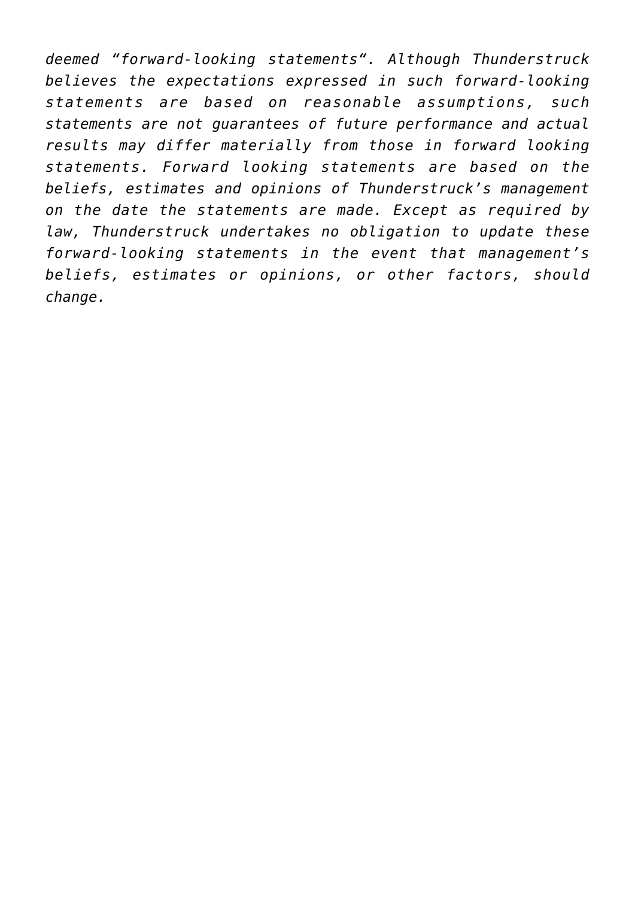*deemed "forward-looking statements". Although Thunderstruck believes the expectations expressed in such forward-looking statements are based on reasonable assumptions, such statements are not guarantees of future performance and actual results may differ materially from those in forward looking statements. Forward looking statements are based on the beliefs, estimates and opinions of Thunderstruck's management on the date the statements are made. Except as required by law, Thunderstruck undertakes no obligation to update these forward-looking statements in the event that management's beliefs, estimates or opinions, or other factors, should change.*